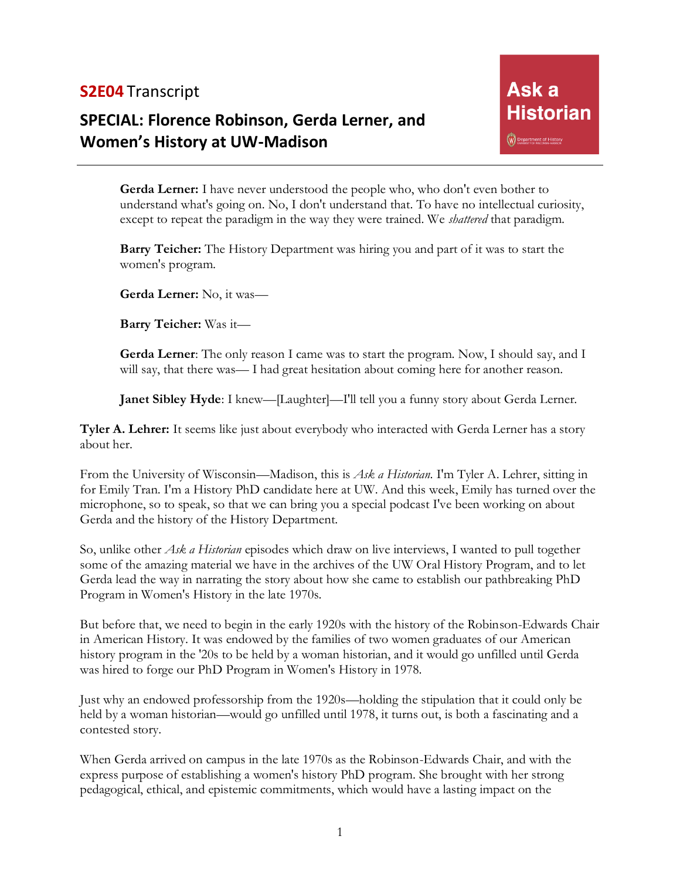**S2E04** Transcript

## SPECIAL: Florence Robinson, Gerda Lerner, and Women's History at UW-Madison

Ask a Historian

> **Gerda Lerner:** I have never understood the people who, who don't even bother to understand what's going on. No, I don't understand that. To have no intellectual curiosity, except to repeat the paradigm in the way they were trained. We *shattered* that paradigm.
>
> **Barry Teicher:** The History Department was hiring you and part of it was to start the women's program.
>
> **Gerda Lerner:** No, it was—
>
> **Barry Teicher:** Was it—
>
> **Gerda Lerner**: The only reason I came was to start the program. Now, I should say, and I will say, that there was— I had great hesitation about coming here for another reason.
>
> **Janet Sibley Hyde**: I knew—[Laughter]—I'll tell you a funny story about Gerda Lerner.

**Tyler A. Lehrer:** It seems like just about everybody who interacted with Gerda Lerner has a story about her.

From the University of Wisconsin—Madison, this is *Ask a Historian*. I'm Tyler A. Lehrer, sitting in for Emily Tran. I'm a History PhD candidate here at UW. And this week, Emily has turned over the microphone, so to speak, so that we can bring you a special podcast I've been working on about Gerda and the history of the History Department.

So, unlike other *Ask a Historian* episodes which draw on live interviews, I wanted to pull together some of the amazing material we have in the archives of the UW Oral History Program, and to let Gerda lead the way in narrating the story about how she came to establish our pathbreaking PhD Program in Women's History in the late 1970s.

But before that, we need to begin in the early 1920s with the history of the Robinson-Edwards Chair in American History. It was endowed by the families of two women graduates of our American history program in the '20s to be held by a woman historian, and it would go unfilled until Gerda was hired to forge our PhD Program in Women's History in 1978.

Just why an endowed professorship from the 1920s—holding the stipulation that it could only be held by a woman historian—would go unfilled until 1978, it turns out, is both a fascinating and a contested story.

When Gerda arrived on campus in the late 1970s as the Robinson-Edwards Chair, and with the express purpose of establishing a women's history PhD program. She brought with her strong pedagogical, ethical, and epistemic commitments, which would have a lasting impact on the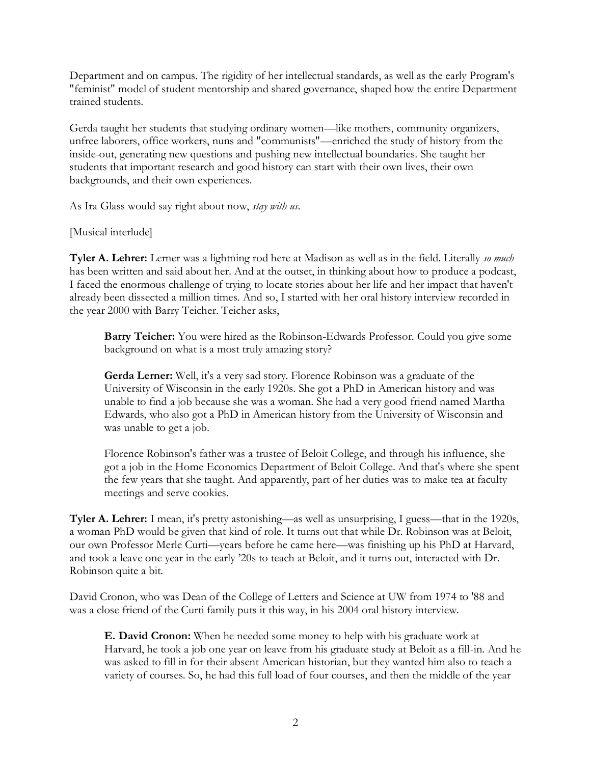Department and on campus. The rigidity of her intellectual standards, as well as the early Program's "feminist" model of student mentorship and shared governance, shaped how the entire Department trained students.

Gerda taught her students that studying ordinary women—like mothers, community organizers, unfree laborers, office workers, nuns and "communists"—enriched the study of history from the inside-out, generating new questions and pushing new intellectual boundaries. She taught her students that important research and good history can start with their own lives, their own backgrounds, and their own experiences.

As Ira Glass would say right about now, *stay with us.*

[Musical interlude]

**Tyler A. Lehrer:** Lerner was a lightning rod here at Madison as well as in the field. Literally *so much* has been written and said about her. And at the outset, in thinking about how to produce a podcast, I faced the enormous challenge of trying to locate stories about her life and her impact that haven't already been dissected a million times. And so, I started with her oral history interview recorded in the year 2000 with Barry Teicher. Teicher asks,

> **Barry Teicher:** You were hired as the Robinson-Edwards Professor. Could you give some background on what is a most truly amazing story?
>
> **Gerda Lerner:** Well, it's a very sad story. Florence Robinson was a graduate of the University of Wisconsin in the early 1920s. She got a PhD in American history and was unable to find a job because she was a woman. She had a very good friend named Martha Edwards, who also got a PhD in American history from the University of Wisconsin and was unable to get a job.
>
> Florence Robinson's father was a trustee of Beloit College, and through his influence, she got a job in the Home Economics Department of Beloit College. And that's where she spent the few years that she taught. And apparently, part of her duties was to make tea at faculty meetings and serve cookies.

**Tyler A. Lehrer:** I mean, it's pretty astonishing—as well as unsurprising, I guess—that in the 1920s, a woman PhD would be given that kind of role. It turns out that while Dr. Robinson was at Beloit, our own Professor Merle Curti—years before he came here—was finishing up his PhD at Harvard, and took a leave one year in the early '20s to teach at Beloit, and it turns out, interacted with Dr. Robinson quite a bit.

David Cronon, who was Dean of the College of Letters and Science at UW from 1974 to '88 and was a close friend of the Curti family puts it this way, in his 2004 oral history interview.

> **E. David Cronon:** When he needed some money to help with his graduate work at Harvard, he took a job one year on leave from his graduate study at Beloit as a fill-in. And he was asked to fill in for their absent American historian, but they wanted him also to teach a variety of courses. So, he had this full load of four courses, and then the middle of the year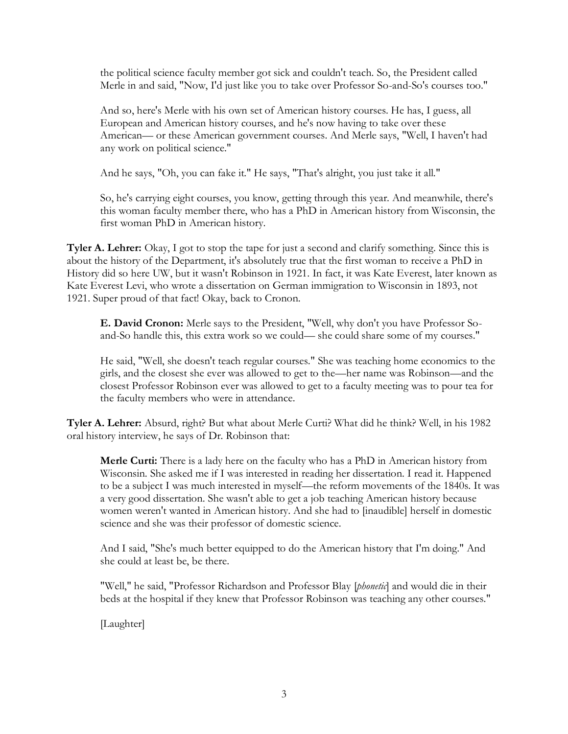the political science faculty member got sick and couldn't teach. So, the President called Merle in and said, "Now, I'd just like you to take over Professor So-and-So's courses too."

> And so, here's Merle with his own set of American history courses. He has, I guess, all European and American history courses, and he's now having to take over these American— or these American government courses. And Merle says, "Well, I haven't had any work on political science."
>
> And he says, "Oh, you can fake it." He says, "That's alright, you just take it all."
>
> So, he's carrying eight courses, you know, getting through this year. And meanwhile, there's this woman faculty member there, who has a PhD in American history from Wisconsin, the first woman PhD in American history.

**Tyler A. Lehrer:** Okay, I got to stop the tape for just a second and clarify something. Since this is about the history of the Department, it's absolutely true that the first woman to receive a PhD in History did so here UW, but it wasn't Robinson in 1921. In fact, it was Kate Everest, later known as Kate Everest Levi, who wrote a dissertation on German immigration to Wisconsin in 1893, not 1921. Super proud of that fact! Okay, back to Cronon.

> **E. David Cronon:** Merle says to the President, "Well, why don't you have Professor So-and-So handle this, this extra work so we could— she could share some of my courses."
>
> He said, "Well, she doesn't teach regular courses." She was teaching home economics to the girls, and the closest she ever was allowed to get to the—her name was Robinson—and the closest Professor Robinson ever was allowed to get to a faculty meeting was to pour tea for the faculty members who were in attendance.

**Tyler A. Lehrer:** Absurd, right? But what about Merle Curti? What did he think? Well, in his 1982 oral history interview, he says of Dr. Robinson that:

> **Merle Curti:** There is a lady here on the faculty who has a PhD in American history from Wisconsin. She asked me if I was interested in reading her dissertation. I read it. Happened to be a subject I was much interested in myself—the reform movements of the 1840s. It was a very good dissertation. She wasn't able to get a job teaching American history because women weren't wanted in American history. And she had to [inaudible] herself in domestic science and she was their professor of domestic science.
>
> And I said, "She's much better equipped to do the American history that I'm doing." And she could at least be, be there.
>
> "Well," he said, "Professor Richardson and Professor Blay [*phonetic*] and would die in their beds at the hospital if they knew that Professor Robinson was teaching any other courses."
>
> [Laughter]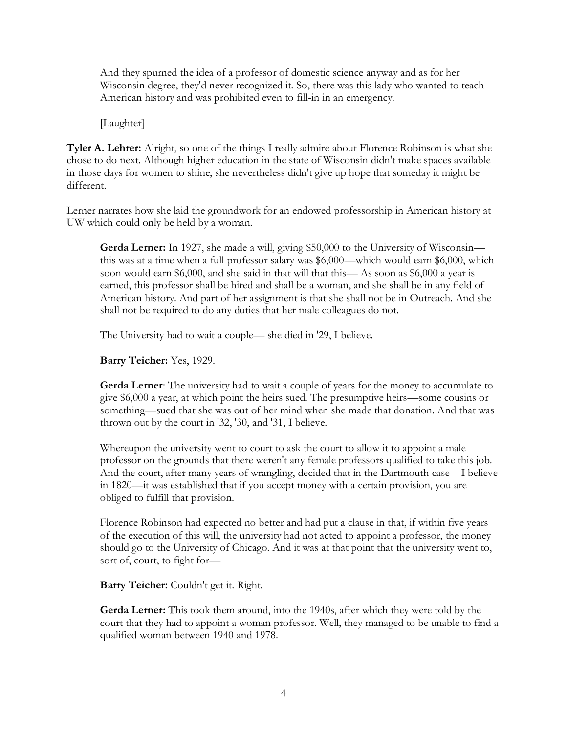> And they spurned the idea of a professor of domestic science anyway and as for her Wisconsin degree, they'd never recognized it. So, there was this lady who wanted to teach American history and was prohibited even to fill-in in an emergency.
>
> [Laughter]

**Tyler A. Lehrer:** Alright, so one of the things I really admire about Florence Robinson is what she chose to do next. Although higher education in the state of Wisconsin didn't make spaces available in those days for women to shine, she nevertheless didn't give up hope that someday it might be different.

Lerner narrates how she laid the groundwork for an endowed professorship in American history at UW which could only be held by a woman.

> **Gerda Lerner:** In 1927, she made a will, giving $50,000 to the University of Wisconsin—this was at a time when a full professor salary was $6,000—which would earn $6,000, which soon would earn $6,000, and she said in that will that this— As soon as $6,000 a year is earned, this professor shall be hired and shall be a woman, and she shall be in any field of American history. And part of her assignment is that she shall not be in Outreach. And she shall not be required to do any duties that her male colleagues do not.
>
> The University had to wait a couple— she died in '29, I believe.
>
> **Barry Teicher:** Yes, 1929.
>
> **Gerda Lerner**: The university had to wait a couple of years for the money to accumulate to give $6,000 a year, at which point the heirs sued. The presumptive heirs—some cousins or something—sued that she was out of her mind when she made that donation. And that was thrown out by the court in '32, '30, and '31, I believe.
>
> Whereupon the university went to court to ask the court to allow it to appoint a male professor on the grounds that there weren't any female professors qualified to take this job. And the court, after many years of wrangling, decided that in the Dartmouth case—I believe in 1820—it was established that if you accept money with a certain provision, you are obliged to fulfill that provision.
>
> Florence Robinson had expected no better and had put a clause in that, if within five years of the execution of this will, the university had not acted to appoint a professor, the money should go to the University of Chicago. And it was at that point that the university went to, sort of, court, to fight for—
>
> **Barry Teicher:** Couldn't get it. Right.
>
> **Gerda Lerner:** This took them around, into the 1940s, after which they were told by the court that they had to appoint a woman professor. Well, they managed to be unable to find a qualified woman between 1940 and 1978.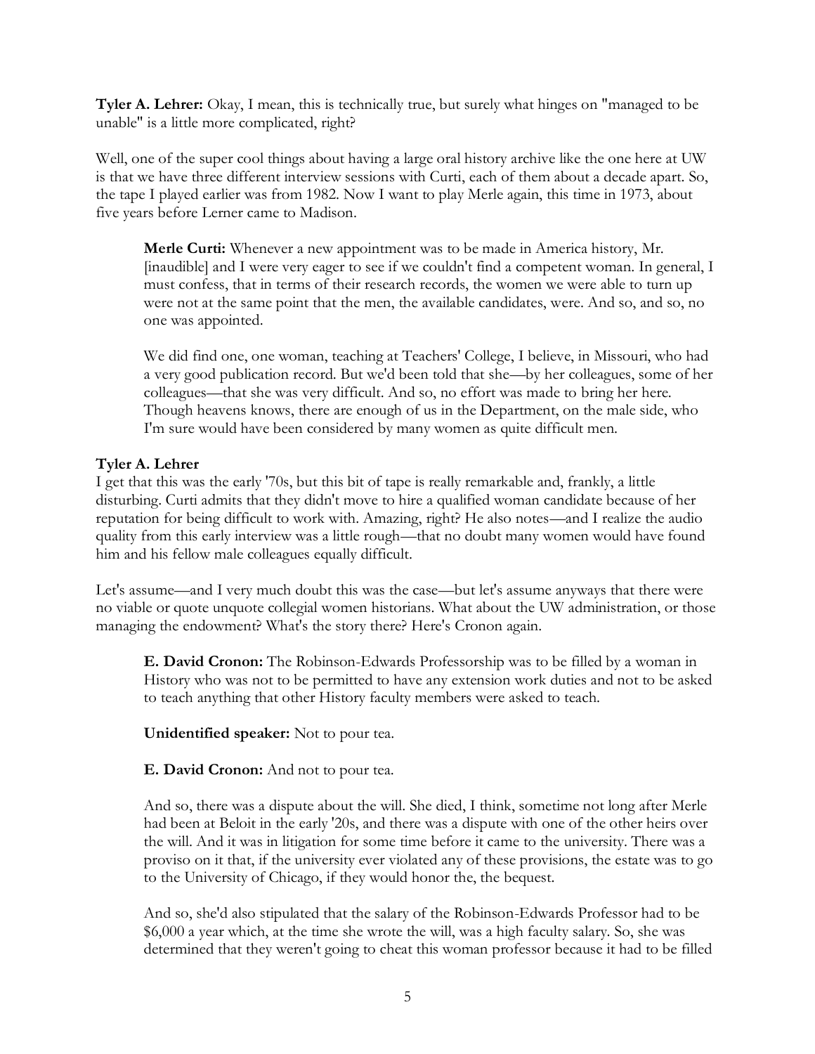**Tyler A. Lehrer:** Okay, I mean, this is technically true, but surely what hinges on "managed to be unable" is a little more complicated, right?

Well, one of the super cool things about having a large oral history archive like the one here at UW is that we have three different interview sessions with Curti, each of them about a decade apart. So, the tape I played earlier was from 1982. Now I want to play Merle again, this time in 1973, about five years before Lerner came to Madison.

> **Merle Curti:** Whenever a new appointment was to be made in America history, Mr. [inaudible] and I were very eager to see if we couldn't find a competent woman. In general, I must confess, that in terms of their research records, the women we were able to turn up were not at the same point that the men, the available candidates, were. And so, and so, no one was appointed.
>
> We did find one, one woman, teaching at Teachers' College, I believe, in Missouri, who had a very good publication record. But we'd been told that she—by her colleagues, some of her colleagues—that she was very difficult. And so, no effort was made to bring her here. Though heavens knows, there are enough of us in the Department, on the male side, who I'm sure would have been considered by many women as quite difficult men.

**Tyler A. Lehrer**

I get that this was the early '70s, but this bit of tape is really remarkable and, frankly, a little disturbing. Curti admits that they didn't move to hire a qualified woman candidate because of her reputation for being difficult to work with. Amazing, right? He also notes—and I realize the audio quality from this early interview was a little rough—that no doubt many women would have found him and his fellow male colleagues equally difficult.

Let's assume—and I very much doubt this was the case—but let's assume anyways that there were no viable or quote unquote collegial women historians. What about the UW administration, or those managing the endowment? What's the story there? Here's Cronon again.

> **E. David Cronon:** The Robinson-Edwards Professorship was to be filled by a woman in History who was not to be permitted to have any extension work duties and not to be asked to teach anything that other History faculty members were asked to teach.
>
> **Unidentified speaker:** Not to pour tea.
>
> **E. David Cronon:** And not to pour tea.
>
> And so, there was a dispute about the will. She died, I think, sometime not long after Merle had been at Beloit in the early '20s, and there was a dispute with one of the other heirs over the will. And it was in litigation for some time before it came to the university. There was a proviso on it that, if the university ever violated any of these provisions, the estate was to go to the University of Chicago, if they would honor the, the bequest.
>
> And so, she'd also stipulated that the salary of the Robinson-Edwards Professor had to be $6,000 a year which, at the time she wrote the will, was a high faculty salary. So, she was determined that they weren't going to cheat this woman professor because it had to be filled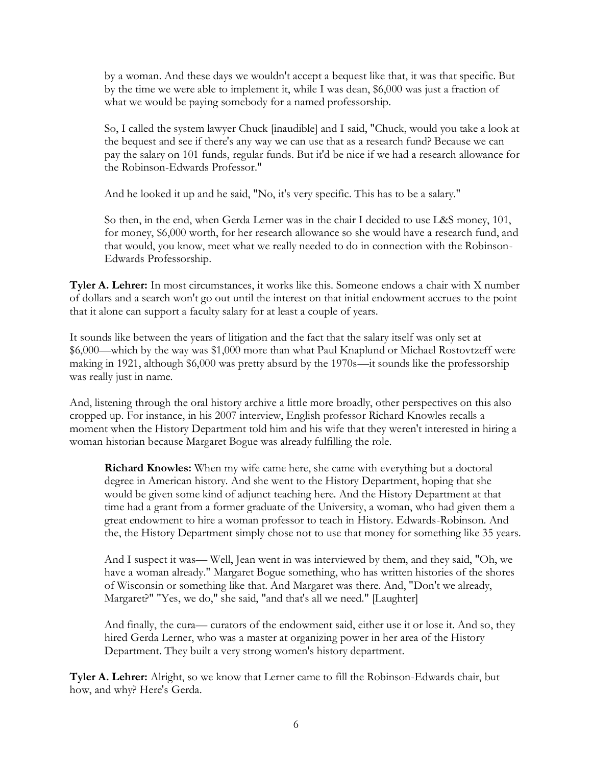by a woman. And these days we wouldn't accept a bequest like that, it was that specific. But by the time we were able to implement it, while I was dean, $6,000 was just a fraction of what we would be paying somebody for a named professorship.

So, I called the system lawyer Chuck [inaudible] and I said, "Chuck, would you take a look at the bequest and see if there's any way we can use that as a research fund? Because we can pay the salary on 101 funds, regular funds. But it'd be nice if we had a research allowance for the Robinson-Edwards Professor."

And he looked it up and he said, "No, it's very specific. This has to be a salary."

So then, in the end, when Gerda Lerner was in the chair I decided to use L&S money, 101, for money, $6,000 worth, for her research allowance so she would have a research fund, and that would, you know, meet what we really needed to do in connection with the Robinson-Edwards Professorship.

**Tyler A. Lehrer:** In most circumstances, it works like this. Someone endows a chair with X number of dollars and a search won't go out until the interest on that initial endowment accrues to the point that it alone can support a faculty salary for at least a couple of years.

It sounds like between the years of litigation and the fact that the salary itself was only set at $6,000—which by the way was $1,000 more than what Paul Knaplund or Michael Rostovtzeff were making in 1921, although $6,000 was pretty absurd by the 1970s—it sounds like the professorship was really just in name.

And, listening through the oral history archive a little more broadly, other perspectives on this also cropped up. For instance, in his 2007 interview, English professor Richard Knowles recalls a moment when the History Department told him and his wife that they weren't interested in hiring a woman historian because Margaret Bogue was already fulfilling the role.

**Richard Knowles:** When my wife came here, she came with everything but a doctoral degree in American history. And she went to the History Department, hoping that she would be given some kind of adjunct teaching here. And the History Department at that time had a grant from a former graduate of the University, a woman, who had given them a great endowment to hire a woman professor to teach in History. Edwards-Robinson. And the, the History Department simply chose not to use that money for something like 35 years.

And I suspect it was— Well, Jean went in was interviewed by them, and they said, "Oh, we have a woman already." Margaret Bogue something, who has written histories of the shores of Wisconsin or something like that. And Margaret was there. And, "Don't we already, Margaret?" "Yes, we do," she said, "and that's all we need." [Laughter]

And finally, the cura— curators of the endowment said, either use it or lose it. And so, they hired Gerda Lerner, who was a master at organizing power in her area of the History Department. They built a very strong women's history department.

**Tyler A. Lehrer:** Alright, so we know that Lerner came to fill the Robinson-Edwards chair, but how, and why? Here's Gerda.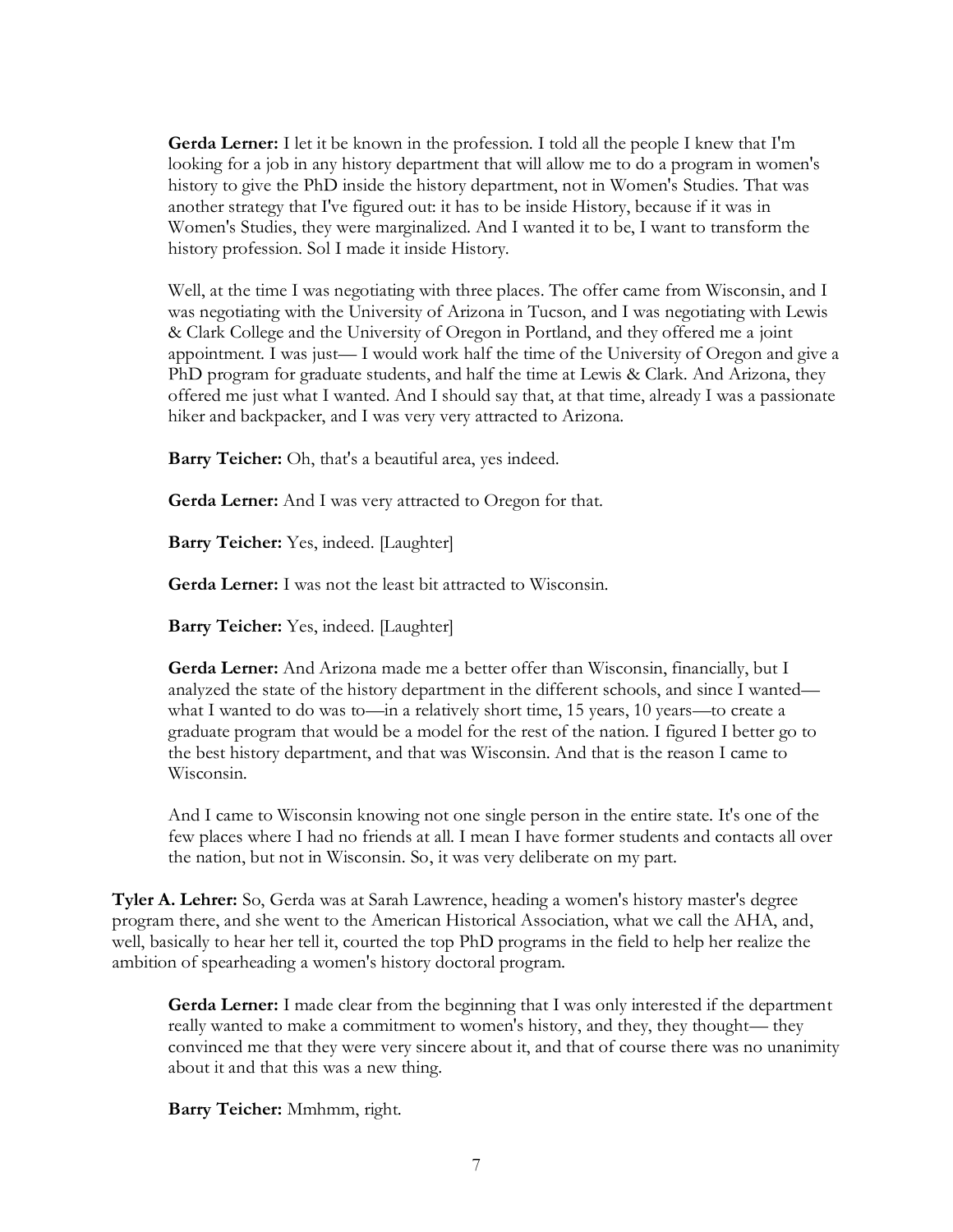**Gerda Lerner:** I let it be known in the profession. I told all the people I knew that I'm looking for a job in any history department that will allow me to do a program in women's history to give the PhD inside the history department, not in Women's Studies. That was another strategy that I've figured out: it has to be inside History, because if it was in Women's Studies, they were marginalized. And I wanted it to be, I want to transform the history profession. Sol I made it inside History.

Well, at the time I was negotiating with three places. The offer came from Wisconsin, and I was negotiating with the University of Arizona in Tucson, and I was negotiating with Lewis & Clark College and the University of Oregon in Portland, and they offered me a joint appointment. I was just— I would work half the time of the University of Oregon and give a PhD program for graduate students, and half the time at Lewis & Clark. And Arizona, they offered me just what I wanted. And I should say that, at that time, already I was a passionate hiker and backpacker, and I was very very attracted to Arizona.

**Barry Teicher:** Oh, that's a beautiful area, yes indeed.

**Gerda Lerner:** And I was very attracted to Oregon for that.

**Barry Teicher:** Yes, indeed. [Laughter]

**Gerda Lerner:** I was not the least bit attracted to Wisconsin.

**Barry Teicher:** Yes, indeed. [Laughter]

**Gerda Lerner:** And Arizona made me a better offer than Wisconsin, financially, but I analyzed the state of the history department in the different schools, and since I wanted— what I wanted to do was to—in a relatively short time, 15 years, 10 years—to create a graduate program that would be a model for the rest of the nation. I figured I better go to the best history department, and that was Wisconsin. And that is the reason I came to Wisconsin.

And I came to Wisconsin knowing not one single person in the entire state. It's one of the few places where I had no friends at all. I mean I have former students and contacts all over the nation, but not in Wisconsin. So, it was very deliberate on my part.

**Tyler A. Lehrer:** So, Gerda was at Sarah Lawrence, heading a women's history master's degree program there, and she went to the American Historical Association, what we call the AHA, and, well, basically to hear her tell it, courted the top PhD programs in the field to help her realize the ambition of spearheading a women's history doctoral program.

**Gerda Lerner:** I made clear from the beginning that I was only interested if the department really wanted to make a commitment to women's history, and they, they thought— they convinced me that they were very sincere about it, and that of course there was no unanimity about it and that this was a new thing.

**Barry Teicher:** Mmhmm, right.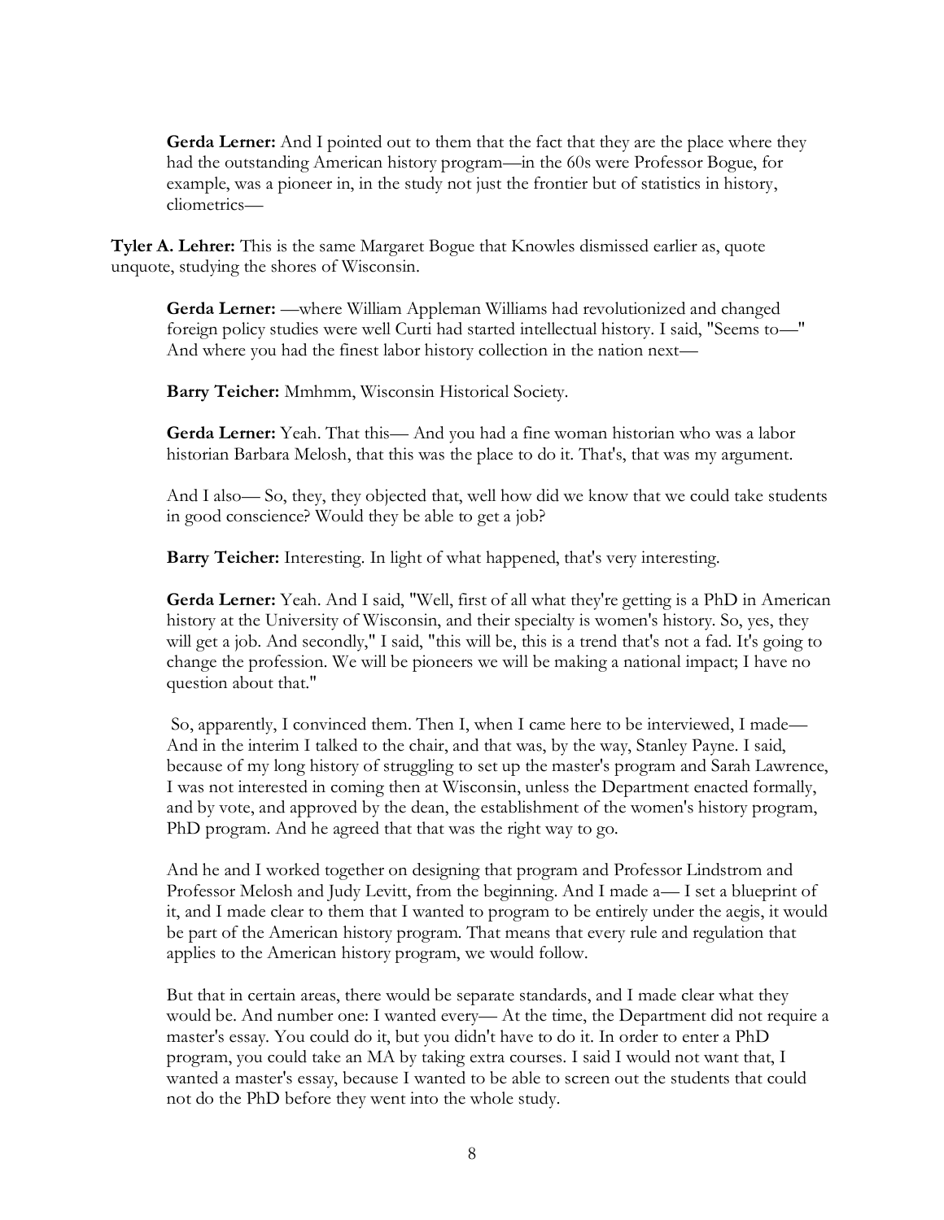**Gerda Lerner:** And I pointed out to them that the fact that they are the place where they had the outstanding American history program—in the 60s were Professor Bogue, for example, was a pioneer in, in the study not just the frontier but of statistics in history, cliometrics—

**Tyler A. Lehrer:** This is the same Margaret Bogue that Knowles dismissed earlier as, quote unquote, studying the shores of Wisconsin.

**Gerda Lerner:** —where William Appleman Williams had revolutionized and changed foreign policy studies were well Curti had started intellectual history. I said, "Seems to—" And where you had the finest labor history collection in the nation next—

**Barry Teicher:** Mmhmm, Wisconsin Historical Society.

**Gerda Lerner:** Yeah. That this— And you had a fine woman historian who was a labor historian Barbara Melosh, that this was the place to do it. That's, that was my argument.

And I also— So, they, they objected that, well how did we know that we could take students in good conscience? Would they be able to get a job?

**Barry Teicher:** Interesting. In light of what happened, that's very interesting.

**Gerda Lerner:** Yeah. And I said, "Well, first of all what they're getting is a PhD in American history at the University of Wisconsin, and their specialty is women's history. So, yes, they will get a job. And secondly," I said, "this will be, this is a trend that's not a fad. It's going to change the profession. We will be pioneers we will be making a national impact; I have no question about that."

So, apparently, I convinced them. Then I, when I came here to be interviewed, I made— And in the interim I talked to the chair, and that was, by the way, Stanley Payne. I said, because of my long history of struggling to set up the master's program and Sarah Lawrence, I was not interested in coming then at Wisconsin, unless the Department enacted formally, and by vote, and approved by the dean, the establishment of the women's history program, PhD program. And he agreed that that was the right way to go.

And he and I worked together on designing that program and Professor Lindstrom and Professor Melosh and Judy Levitt, from the beginning. And I made a— I set a blueprint of it, and I made clear to them that I wanted to program to be entirely under the aegis, it would be part of the American history program. That means that every rule and regulation that applies to the American history program, we would follow.

But that in certain areas, there would be separate standards, and I made clear what they would be. And number one: I wanted every— At the time, the Department did not require a master's essay. You could do it, but you didn't have to do it. In order to enter a PhD program, you could take an MA by taking extra courses. I said I would not want that, I wanted a master's essay, because I wanted to be able to screen out the students that could not do the PhD before they went into the whole study.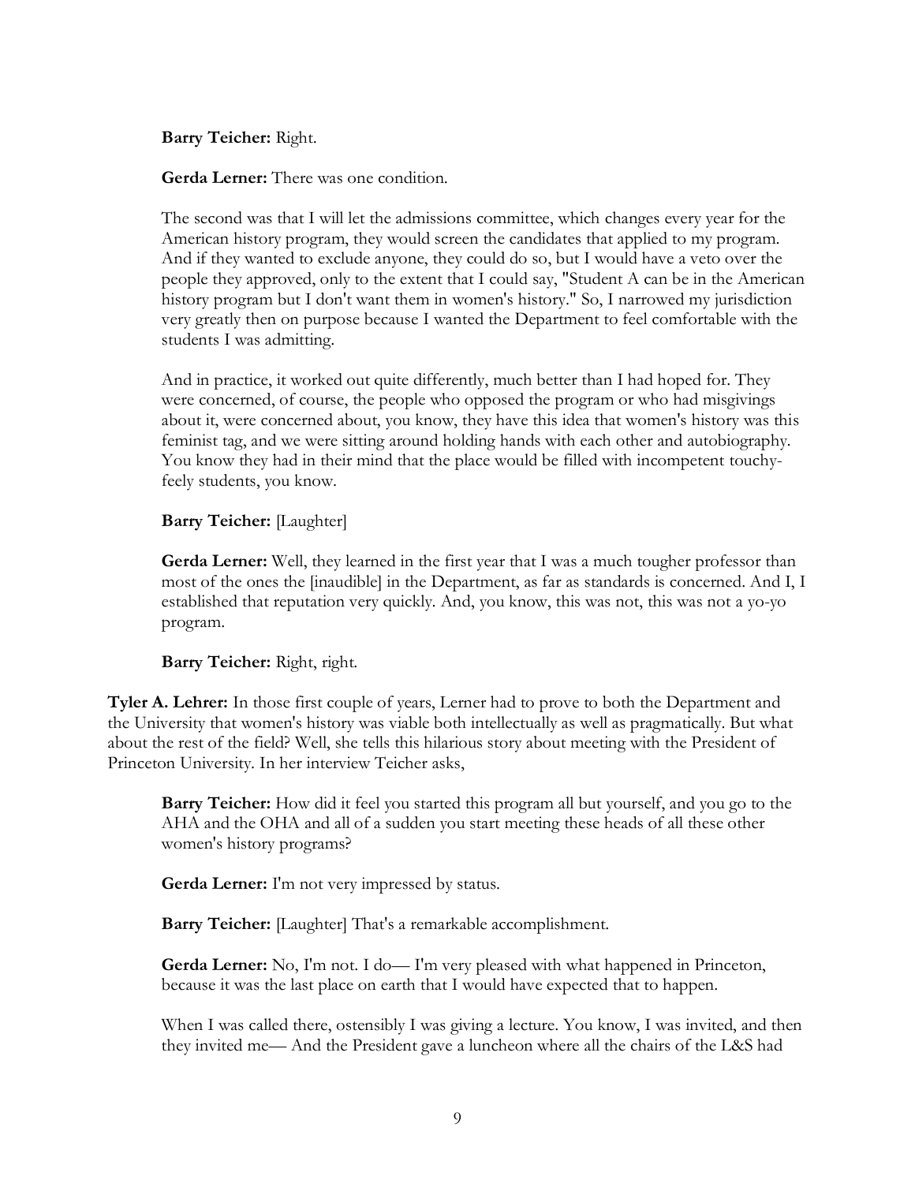**Barry Teicher:** Right.

**Gerda Lerner:** There was one condition.

The second was that I will let the admissions committee, which changes every year for the American history program, they would screen the candidates that applied to my program. And if they wanted to exclude anyone, they could do so, but I would have a veto over the people they approved, only to the extent that I could say, "Student A can be in the American history program but I don't want them in women's history." So, I narrowed my jurisdiction very greatly then on purpose because I wanted the Department to feel comfortable with the students I was admitting.

And in practice, it worked out quite differently, much better than I had hoped for. They were concerned, of course, the people who opposed the program or who had misgivings about it, were concerned about, you know, they have this idea that women's history was this feminist tag, and we were sitting around holding hands with each other and autobiography. You know they had in their mind that the place would be filled with incompetent touchy-feely students, you know.

**Barry Teicher:** [Laughter]

**Gerda Lerner:** Well, they learned in the first year that I was a much tougher professor than most of the ones the [inaudible] in the Department, as far as standards is concerned. And I, I established that reputation very quickly. And, you know, this was not, this was not a yo-yo program.

**Barry Teicher:** Right, right.

**Tyler A. Lehrer:** In those first couple of years, Lerner had to prove to both the Department and the University that women's history was viable both intellectually as well as pragmatically. But what about the rest of the field? Well, she tells this hilarious story about meeting with the President of Princeton University. In her interview Teicher asks,

**Barry Teicher:** How did it feel you started this program all but yourself, and you go to the AHA and the OHA and all of a sudden you start meeting these heads of all these other women's history programs?

**Gerda Lerner:** I'm not very impressed by status.

**Barry Teicher:** [Laughter] That's a remarkable accomplishment.

**Gerda Lerner:** No, I'm not. I do— I'm very pleased with what happened in Princeton, because it was the last place on earth that I would have expected that to happen.

When I was called there, ostensibly I was giving a lecture. You know, I was invited, and then they invited me— And the President gave a luncheon where all the chairs of the L&S had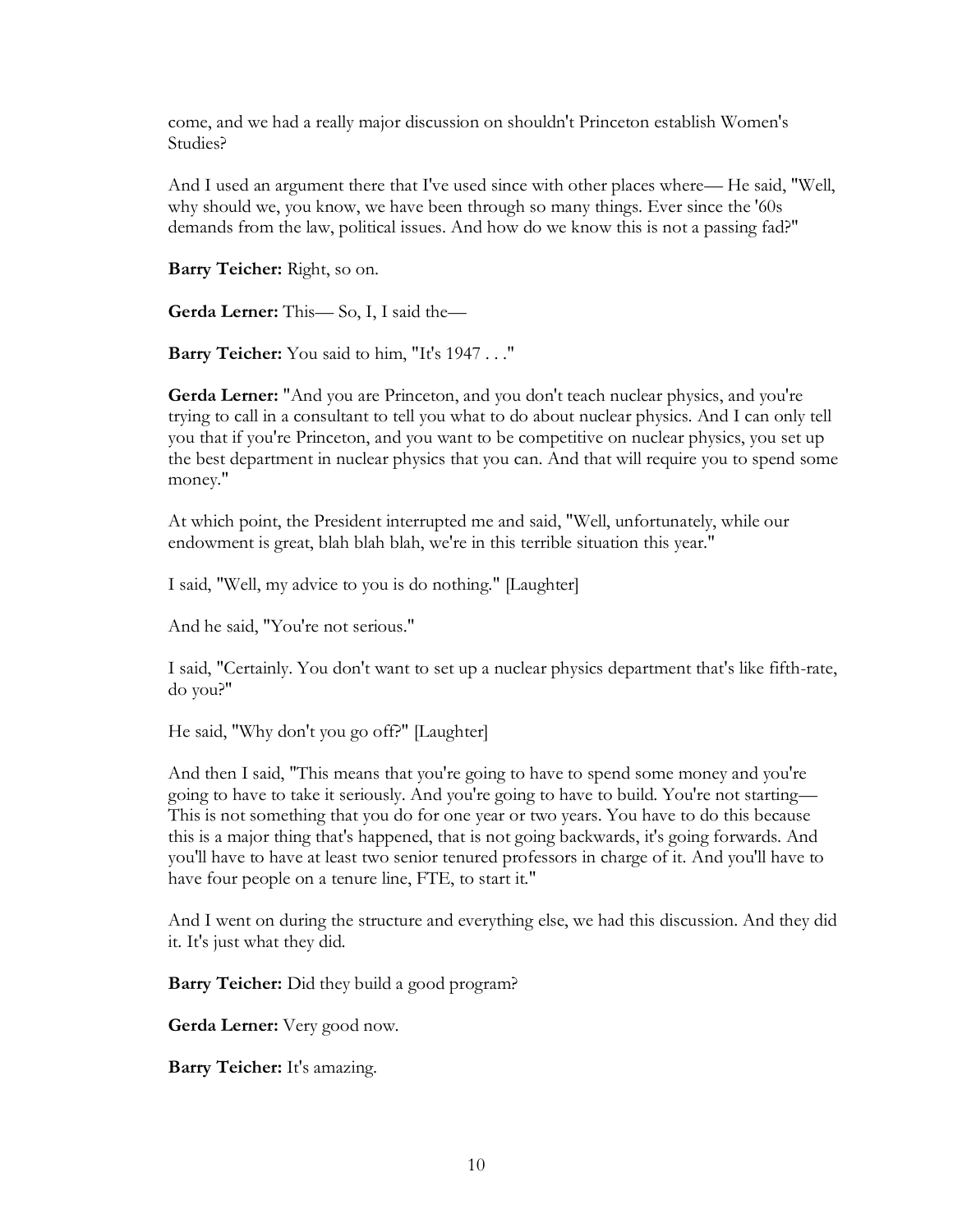come, and we had a really major discussion on shouldn't Princeton establish Women's Studies?

And I used an argument there that I've used since with other places where— He said, "Well, why should we, you know, we have been through so many things. Ever since the '60s demands from the law, political issues. And how do we know this is not a passing fad?"

**Barry Teicher:** Right, so on.

**Gerda Lerner:** This— So, I, I said the—

**Barry Teicher:** You said to him, "It's 1947 . . ."

**Gerda Lerner:** "And you are Princeton, and you don't teach nuclear physics, and you're trying to call in a consultant to tell you what to do about nuclear physics. And I can only tell you that if you're Princeton, and you want to be competitive on nuclear physics, you set up the best department in nuclear physics that you can. And that will require you to spend some money."

At which point, the President interrupted me and said, "Well, unfortunately, while our endowment is great, blah blah blah, we're in this terrible situation this year."

I said, "Well, my advice to you is do nothing." [Laughter]

And he said, "You're not serious."

I said, "Certainly. You don't want to set up a nuclear physics department that's like fifth-rate, do you?"

He said, "Why don't you go off?" [Laughter]

And then I said, "This means that you're going to have to spend some money and you're going to have to take it seriously. And you're going to have to build. You're not starting— This is not something that you do for one year or two years. You have to do this because this is a major thing that's happened, that is not going backwards, it's going forwards. And you'll have to have at least two senior tenured professors in charge of it. And you'll have to have four people on a tenure line, FTE, to start it."

And I went on during the structure and everything else, we had this discussion. And they did it. It's just what they did.

**Barry Teicher:** Did they build a good program?

**Gerda Lerner:** Very good now.

**Barry Teicher:** It's amazing.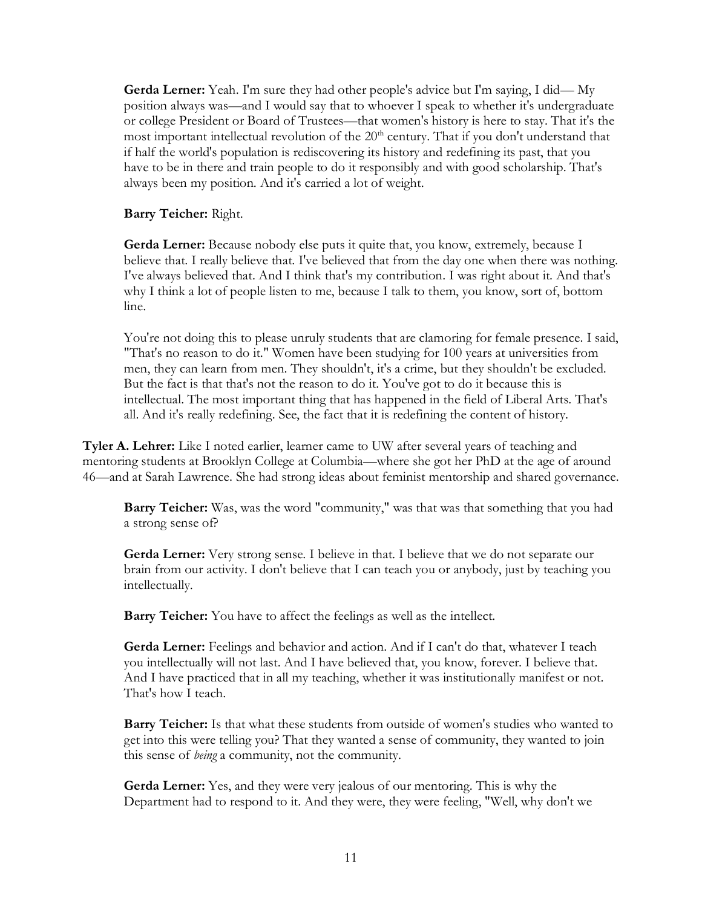**Gerda Lerner:** Yeah. I'm sure they had other people's advice but I'm saying, I did— My position always was—and I would say that to whoever I speak to whether it's undergraduate or college President or Board of Trustees—that women's history is here to stay. That it's the most important intellectual revolution of the 20th century. That if you don't understand that if half the world's population is rediscovering its history and redefining its past, that you have to be in there and train people to do it responsibly and with good scholarship. That's always been my position. And it's carried a lot of weight.

**Barry Teicher:** Right.

**Gerda Lerner:** Because nobody else puts it quite that, you know, extremely, because I believe that. I really believe that. I've believed that from the day one when there was nothing. I've always believed that. And I think that's my contribution. I was right about it. And that's why I think a lot of people listen to me, because I talk to them, you know, sort of, bottom line.

You're not doing this to please unruly students that are clamoring for female presence. I said, "That's no reason to do it." Women have been studying for 100 years at universities from men, they can learn from men. They shouldn't, it's a crime, but they shouldn't be excluded. But the fact is that that's not the reason to do it. You've got to do it because this is intellectual. The most important thing that has happened in the field of Liberal Arts. That's all. And it's really redefining. See, the fact that it is redefining the content of history.

**Tyler A. Lehrer:** Like I noted earlier, learner came to UW after several years of teaching and mentoring students at Brooklyn College at Columbia—where she got her PhD at the age of around 46—and at Sarah Lawrence. She had strong ideas about feminist mentorship and shared governance.

**Barry Teicher:** Was, was the word "community," was that was that something that you had a strong sense of?

**Gerda Lerner:** Very strong sense. I believe in that. I believe that we do not separate our brain from our activity. I don't believe that I can teach you or anybody, just by teaching you intellectually.

**Barry Teicher:** You have to affect the feelings as well as the intellect.

**Gerda Lerner:** Feelings and behavior and action. And if I can't do that, whatever I teach you intellectually will not last. And I have believed that, you know, forever. I believe that. And I have practiced that in all my teaching, whether it was institutionally manifest or not. That's how I teach.

**Barry Teicher:** Is that what these students from outside of women's studies who wanted to get into this were telling you? That they wanted a sense of community, they wanted to join this sense of *being* a community, not the community.

**Gerda Lerner:** Yes, and they were very jealous of our mentoring. This is why the Department had to respond to it. And they were, they were feeling, "Well, why don't we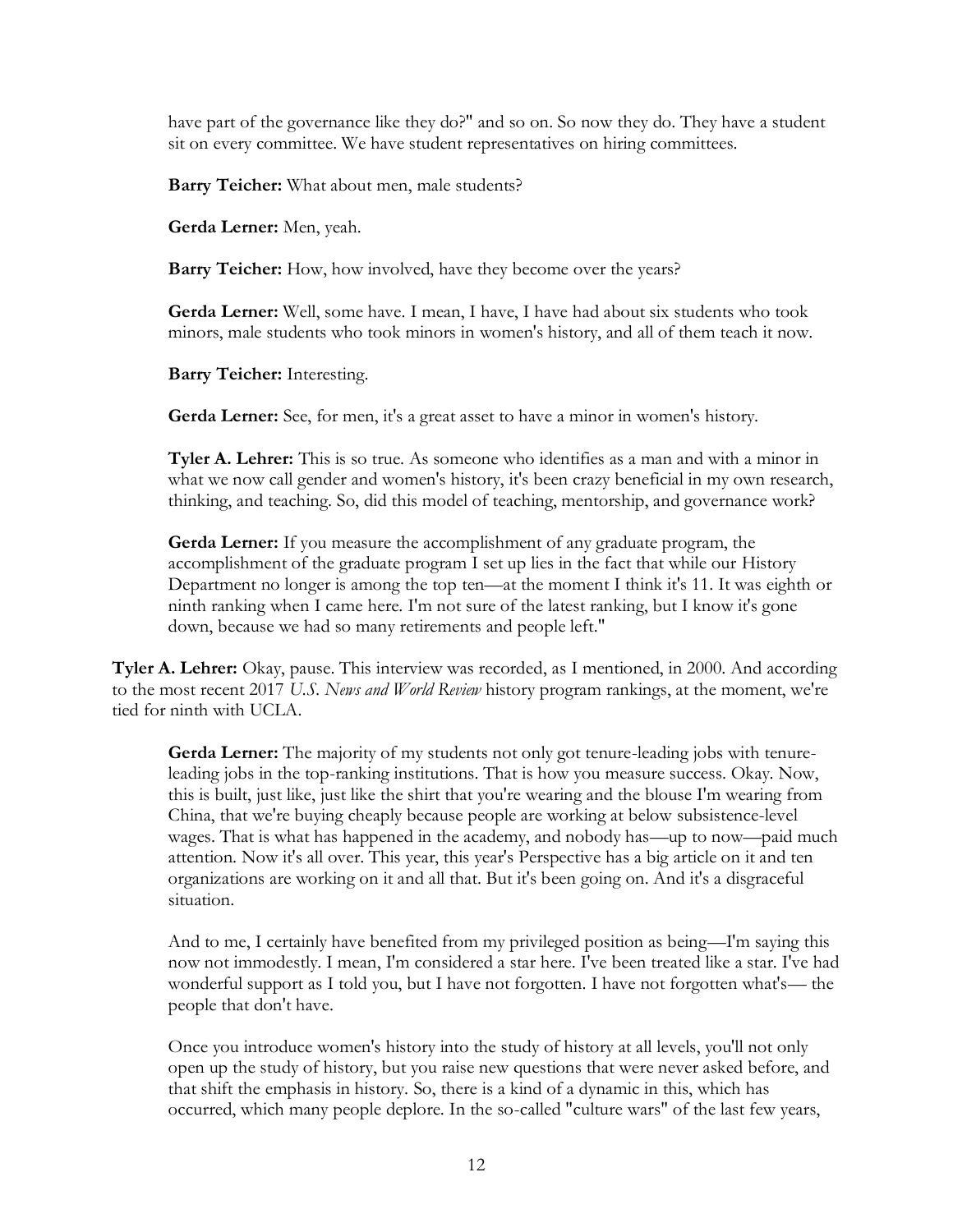have part of the governance like they do?" and so on. So now they do. They have a student sit on every committee. We have student representatives on hiring committees.

**Barry Teicher:** What about men, male students?

**Gerda Lerner:** Men, yeah.

**Barry Teicher:** How, how involved, have they become over the years?

**Gerda Lerner:** Well, some have. I mean, I have, I have had about six students who took minors, male students who took minors in women's history, and all of them teach it now.

**Barry Teicher:** Interesting.

**Gerda Lerner:** See, for men, it's a great asset to have a minor in women's history.

**Tyler A. Lehrer:** This is so true. As someone who identifies as a man and with a minor in what we now call gender and women's history, it's been crazy beneficial in my own research, thinking, and teaching. So, did this model of teaching, mentorship, and governance work?

**Gerda Lerner:** If you measure the accomplishment of any graduate program, the accomplishment of the graduate program I set up lies in the fact that while our History Department no longer is among the top ten—at the moment I think it's 11. It was eighth or ninth ranking when I came here. I'm not sure of the latest ranking, but I know it's gone down, because we had so many retirements and people left."

**Tyler A. Lehrer:** Okay, pause. This interview was recorded, as I mentioned, in 2000. And according to the most recent 2017 *U.S. News and World Review* history program rankings, at the moment, we're tied for ninth with UCLA.

**Gerda Lerner:** The majority of my students not only got tenure-leading jobs with tenure-leading jobs in the top-ranking institutions. That is how you measure success. Okay. Now, this is built, just like, just like the shirt that you're wearing and the blouse I'm wearing from China, that we're buying cheaply because people are working at below subsistence-level wages. That is what has happened in the academy, and nobody has—up to now—paid much attention. Now it's all over. This year, this year's Perspective has a big article on it and ten organizations are working on it and all that. But it's been going on. And it's a disgraceful situation.

And to me, I certainly have benefited from my privileged position as being—I'm saying this now not immodestly. I mean, I'm considered a star here. I've been treated like a star. I've had wonderful support as I told you, but I have not forgotten. I have not forgotten what's— the people that don't have.

Once you introduce women's history into the study of history at all levels, you'll not only open up the study of history, but you raise new questions that were never asked before, and that shift the emphasis in history. So, there is a kind of a dynamic in this, which has occurred, which many people deplore. In the so-called "culture wars" of the last few years,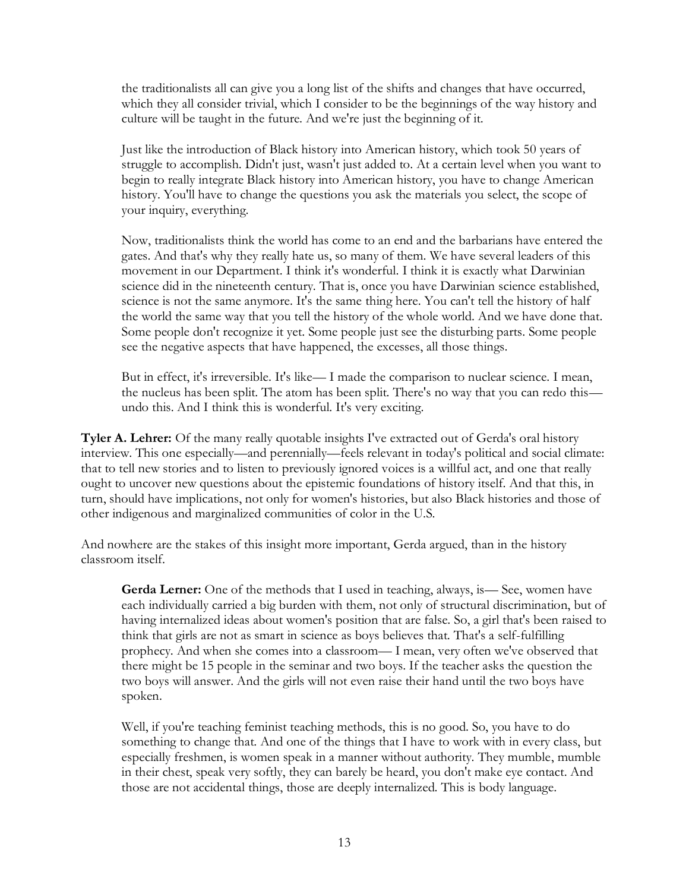> the traditionalists all can give you a long list of the shifts and changes that have occurred, which they all consider trivial, which I consider to be the beginnings of the way history and culture will be taught in the future. And we're just the beginning of it.
>
> Just like the introduction of Black history into American history, which took 50 years of struggle to accomplish. Didn't just, wasn't just added to. At a certain level when you want to begin to really integrate Black history into American history, you have to change American history. You'll have to change the questions you ask the materials you select, the scope of your inquiry, everything.
>
> Now, traditionalists think the world has come to an end and the barbarians have entered the gates. And that's why they really hate us, so many of them. We have several leaders of this movement in our Department. I think it's wonderful. I think it is exactly what Darwinian science did in the nineteenth century. That is, once you have Darwinian science established, science is not the same anymore. It's the same thing here. You can't tell the history of half the world the same way that you tell the history of the whole world. And we have done that. Some people don't recognize it yet. Some people just see the disturbing parts. Some people see the negative aspects that have happened, the excesses, all those things.
>
> But in effect, it's irreversible. It's like— I made the comparison to nuclear science. I mean, the nucleus has been split. The atom has been split. There's no way that you can redo this— undo this. And I think this is wonderful. It's very exciting.

**Tyler A. Lehrer:** Of the many really quotable insights I've extracted out of Gerda's oral history interview. This one especially—and perennially—feels relevant in today's political and social climate: that to tell new stories and to listen to previously ignored voices is a willful act, and one that really ought to uncover new questions about the epistemic foundations of history itself. And that this, in turn, should have implications, not only for women's histories, but also Black histories and those of other indigenous and marginalized communities of color in the U.S.

And nowhere are the stakes of this insight more important, Gerda argued, than in the history classroom itself.

> **Gerda Lerner:** One of the methods that I used in teaching, always, is— See, women have each individually carried a big burden with them, not only of structural discrimination, but of having internalized ideas about women's position that are false. So, a girl that's been raised to think that girls are not as smart in science as boys believes that. That's a self-fulfilling prophecy. And when she comes into a classroom— I mean, very often we've observed that there might be 15 people in the seminar and two boys. If the teacher asks the question the two boys will answer. And the girls will not even raise their hand until the two boys have spoken.
>
> Well, if you're teaching feminist teaching methods, this is no good. So, you have to do something to change that. And one of the things that I have to work with in every class, but especially freshmen, is women speak in a manner without authority. They mumble, mumble in their chest, speak very softly, they can barely be heard, you don't make eye contact. And those are not accidental things, those are deeply internalized. This is body language.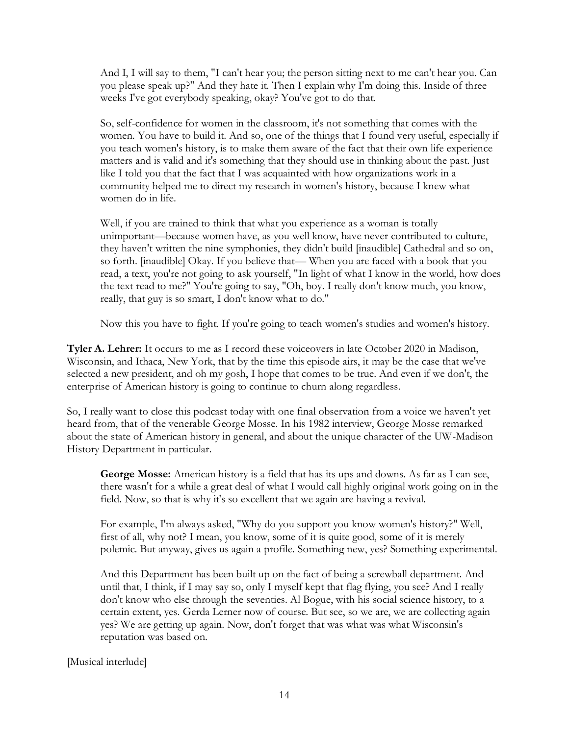And I, I will say to them, "I can't hear you; the person sitting next to me can't hear you. Can you please speak up?" And they hate it. Then I explain why I'm doing this. Inside of three weeks I've got everybody speaking, okay? You've got to do that.

So, self-confidence for women in the classroom, it's not something that comes with the women. You have to build it. And so, one of the things that I found very useful, especially if you teach women's history, is to make them aware of the fact that their own life experience matters and is valid and it's something that they should use in thinking about the past. Just like I told you that the fact that I was acquainted with how organizations work in a community helped me to direct my research in women's history, because I knew what women do in life.

Well, if you are trained to think that what you experience as a woman is totally unimportant—because women have, as you well know, have never contributed to culture, they haven't written the nine symphonies, they didn't build [inaudible] Cathedral and so on, so forth. [inaudible] Okay. If you believe that— When you are faced with a book that you read, a text, you're not going to ask yourself, "In light of what I know in the world, how does the text read to me?" You're going to say, "Oh, boy. I really don't know much, you know, really, that guy is so smart, I don't know what to do."

Now this you have to fight. If you're going to teach women's studies and women's history.

**Tyler A. Lehrer:** It occurs to me as I record these voiceovers in late October 2020 in Madison, Wisconsin, and Ithaca, New York, that by the time this episode airs, it may be the case that we've selected a new president, and oh my gosh, I hope that comes to be true. And even if we don't, the enterprise of American history is going to continue to churn along regardless.

So, I really want to close this podcast today with one final observation from a voice we haven't yet heard from, that of the venerable George Mosse. In his 1982 interview, George Mosse remarked about the state of American history in general, and about the unique character of the UW-Madison History Department in particular.

**George Mosse:** American history is a field that has its ups and downs. As far as I can see, there wasn't for a while a great deal of what I would call highly original work going on in the field. Now, so that is why it's so excellent that we again are having a revival.

For example, I'm always asked, "Why do you support you know women's history?" Well, first of all, why not? I mean, you know, some of it is quite good, some of it is merely polemic. But anyway, gives us again a profile. Something new, yes? Something experimental.

And this Department has been built up on the fact of being a screwball department. And until that, I think, if I may say so, only I myself kept that flag flying, you see? And I really don't know who else through the seventies. Al Bogue, with his social science history, to a certain extent, yes. Gerda Lerner now of course. But see, so we are, we are collecting again yes? We are getting up again. Now, don't forget that was what was what Wisconsin's reputation was based on.

[Musical interlude]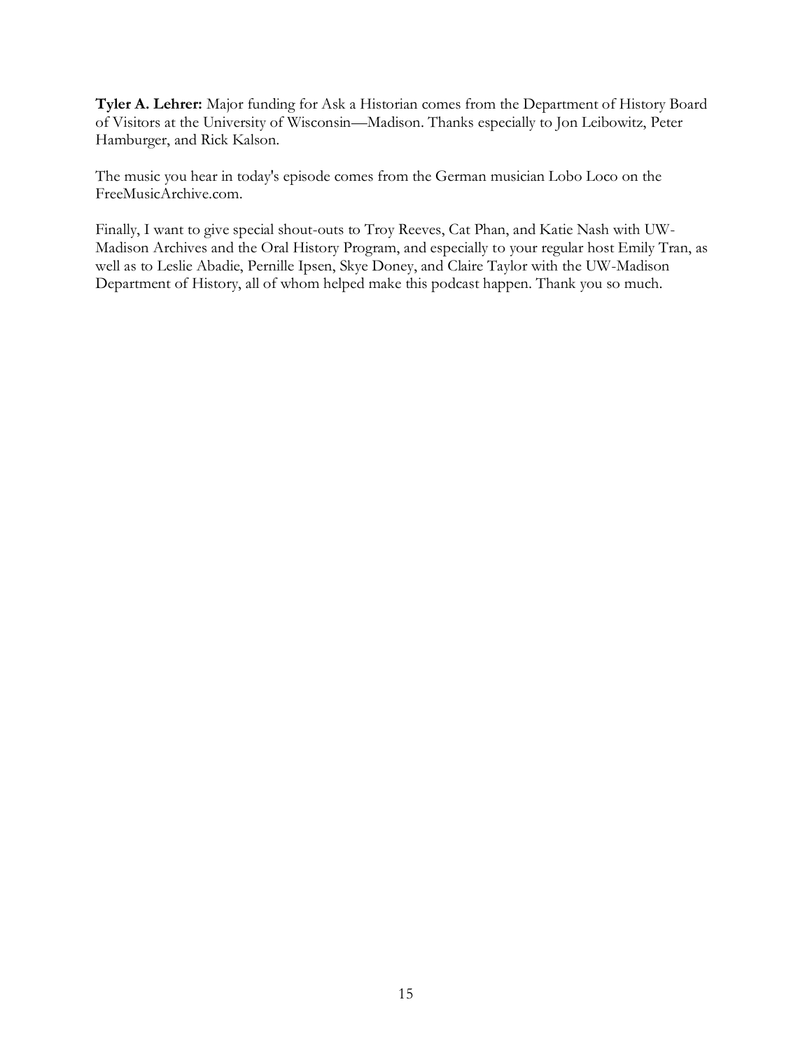**Tyler A. Lehrer:** Major funding for Ask a Historian comes from the Department of History Board of Visitors at the University of Wisconsin—Madison. Thanks especially to Jon Leibowitz, Peter Hamburger, and Rick Kalson.

The music you hear in today's episode comes from the German musician Lobo Loco on the FreeMusicArchive.com.

Finally, I want to give special shout-outs to Troy Reeves, Cat Phan, and Katie Nash with UW-Madison Archives and the Oral History Program, and especially to your regular host Emily Tran, as well as to Leslie Abadie, Pernille Ipsen, Skye Doney, and Claire Taylor with the UW-Madison Department of History, all of whom helped make this podcast happen. Thank you so much.